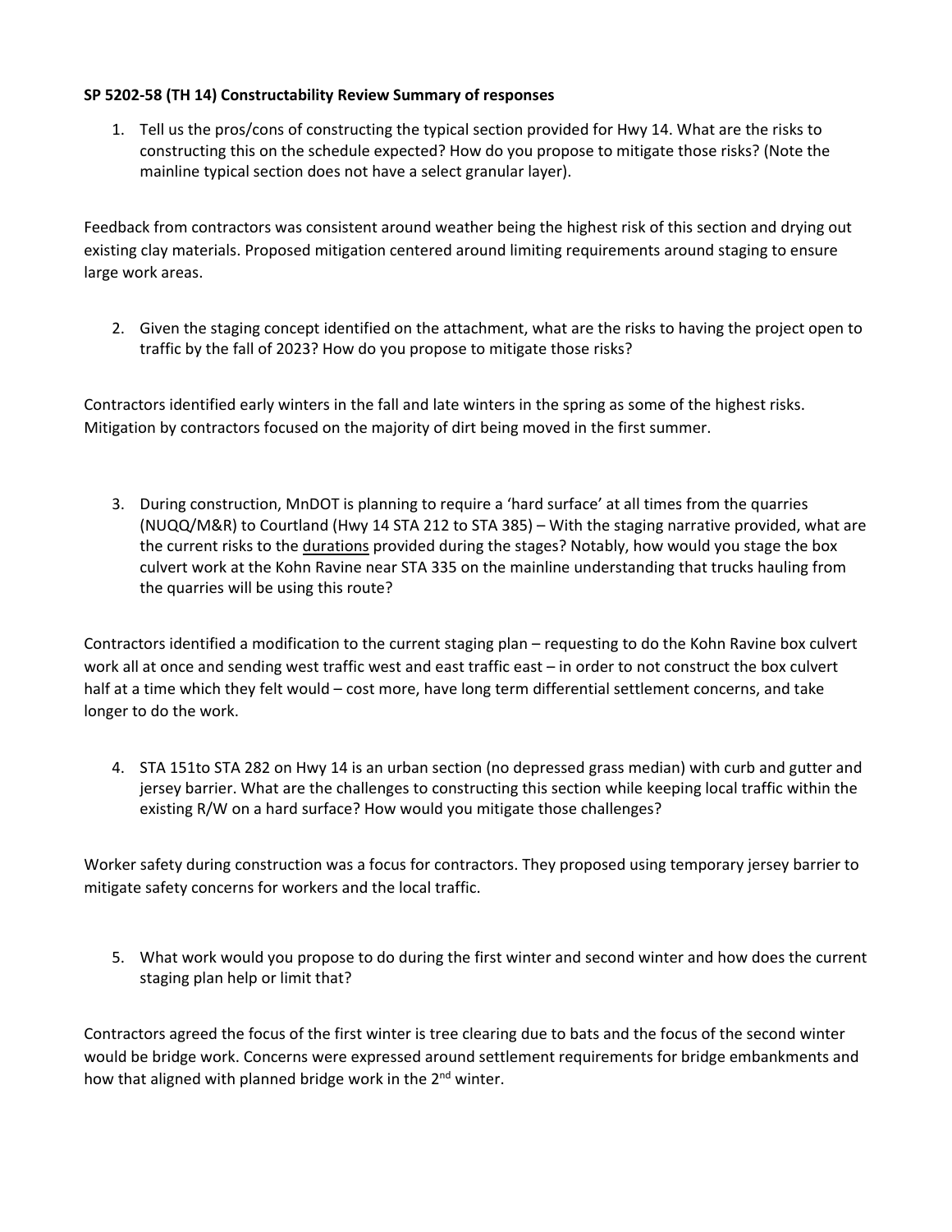**SP 5202-58 (TH 14) Constructability Review Summary of responses**

1. Tell us the pros/cons of constructing the typical section provided for Hwy 14. What are the risks to constructing this on the schedule expected? How do you propose to mitigate those risks? (Note the mainline typical section does not have a select granular layer).

Feedback from contractors was consistent around weather being the highest risk of this section and drying out existing clay materials. Proposed mitigation centered around limiting requirements around staging to ensure large work areas.

2. Given the staging concept identified on the attachment, what are the risks to having the project open to traffic by the fall of 2023? How do you propose to mitigate those risks?

Contractors identified early winters in the fall and late winters in the spring as some of the highest risks. Mitigation by contractors focused on the majority of dirt being moved in the first summer.

3. During construction, MnDOT is planning to require a 'hard surface' at all times from the quarries (NUQQ/M&R) to Courtland (Hwy 14 STA 212 to STA 385) – With the staging narrative provided, what are the current risks to the durations provided during the stages? Notably, how would you stage the box culvert work at the Kohn Ravine near STA 335 on the mainline understanding that trucks hauling from the quarries will be using this route?

Contractors identified a modification to the current staging plan – requesting to do the Kohn Ravine box culvert work all at once and sending west traffic west and east traffic east – in order to not construct the box culvert half at a time which they felt would – cost more, have long term differential settlement concerns, and take longer to do the work.

4. STA 151to STA 282 on Hwy 14 is an urban section (no depressed grass median) with curb and gutter and jersey barrier. What are the challenges to constructing this section while keeping local traffic within the existing R/W on a hard surface? How would you mitigate those challenges?

Worker safety during construction was a focus for contractors. They proposed using temporary jersey barrier to mitigate safety concerns for workers and the local traffic.

5. What work would you propose to do during the first winter and second winter and how does the current staging plan help or limit that?

Contractors agreed the focus of the first winter is tree clearing due to bats and the focus of the second winter would be bridge work. Concerns were expressed around settlement requirements for bridge embankments and how that aligned with planned bridge work in the 2nd winter.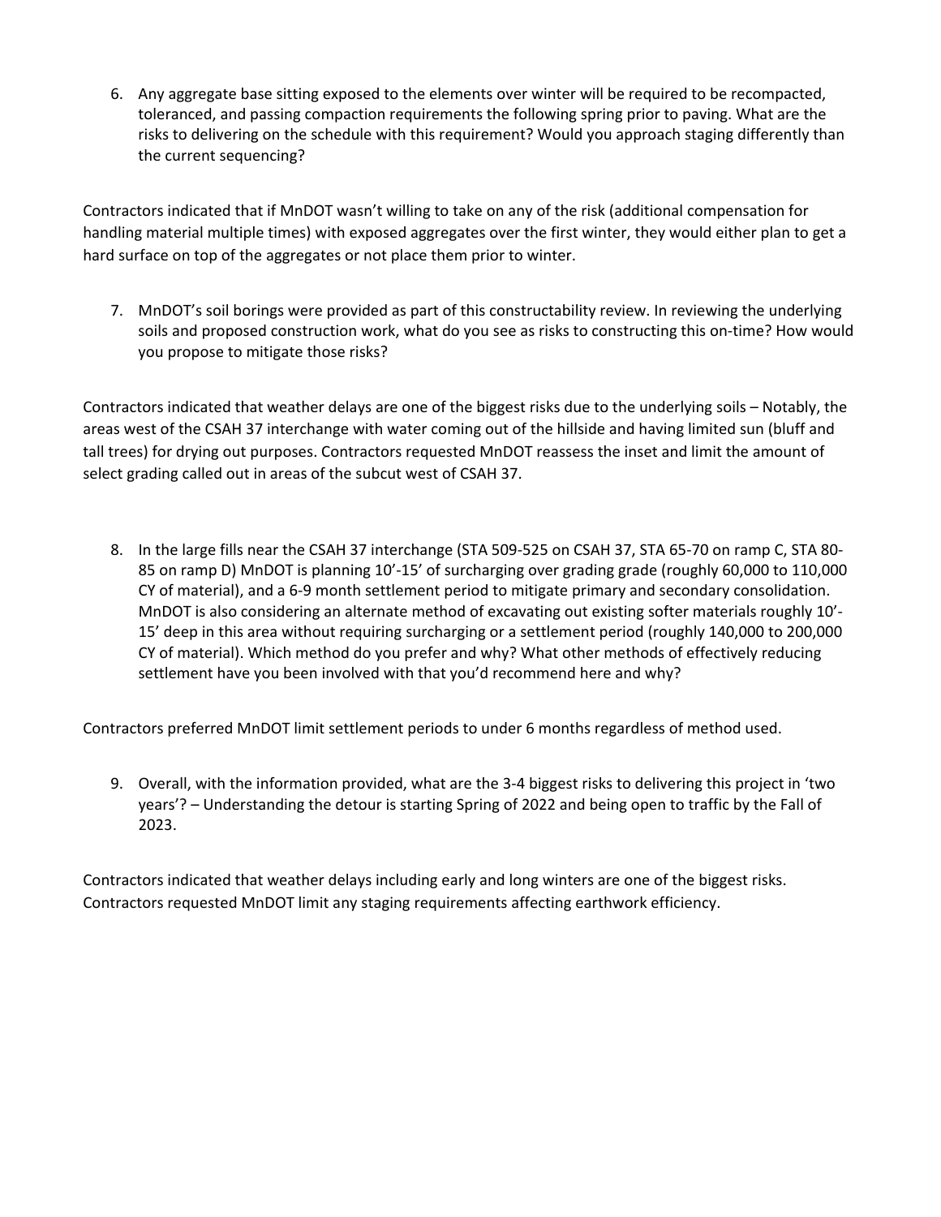6. Any aggregate base sitting exposed to the elements over winter will be required to be recompacted, toleranced, and passing compaction requirements the following spring prior to paving. What are the risks to delivering on the schedule with this requirement? Would you approach staging differently than the current sequencing?

Contractors indicated that if MnDOT wasn't willing to take on any of the risk (additional compensation for handling material multiple times) with exposed aggregates over the first winter, they would either plan to get a hard surface on top of the aggregates or not place them prior to winter.

7. MnDOT's soil borings were provided as part of this constructability review. In reviewing the underlying soils and proposed construction work, what do you see as risks to constructing this on-time? How would you propose to mitigate those risks?

Contractors indicated that weather delays are one of the biggest risks due to the underlying soils – Notably, the areas west of the CSAH 37 interchange with water coming out of the hillside and having limited sun (bluff and tall trees) for drying out purposes. Contractors requested MnDOT reassess the inset and limit the amount of select grading called out in areas of the subcut west of CSAH 37.

8. In the large fills near the CSAH 37 interchange (STA 509-525 on CSAH 37, STA 65-70 on ramp C, STA 80-85 on ramp D) MnDOT is planning 10'-15' of surcharging over grading grade (roughly 60,000 to 110,000 CY of material), and a 6-9 month settlement period to mitigate primary and secondary consolidation. MnDOT is also considering an alternate method of excavating out existing softer materials roughly 10'-15' deep in this area without requiring surcharging or a settlement period (roughly 140,000 to 200,000 CY of material). Which method do you prefer and why? What other methods of effectively reducing settlement have you been involved with that you'd recommend here and why?

Contractors preferred MnDOT limit settlement periods to under 6 months regardless of method used.

9. Overall, with the information provided, what are the 3-4 biggest risks to delivering this project in 'two years'? – Understanding the detour is starting Spring of 2022 and being open to traffic by the Fall of 2023.

Contractors indicated that weather delays including early and long winters are one of the biggest risks. Contractors requested MnDOT limit any staging requirements affecting earthwork efficiency.